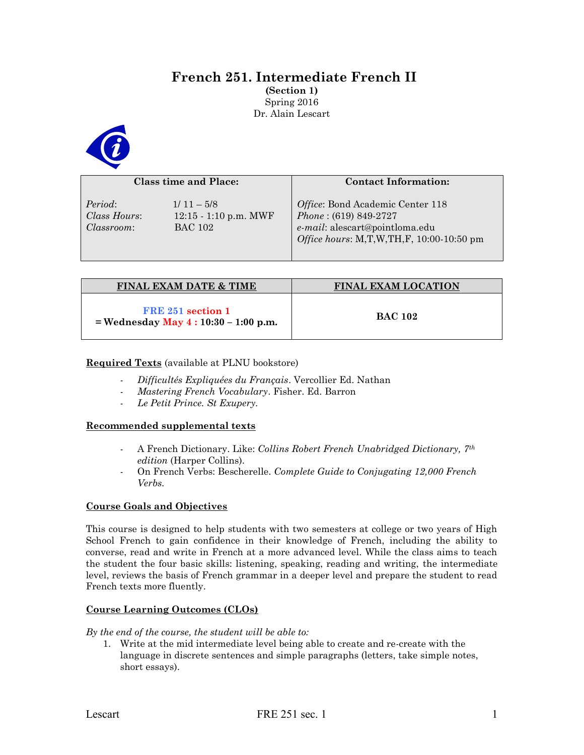# French 251. Intermediate French II

**(Section 1)**
Spring 2016
Dr. Alain Lescart

| Class time and Place: | Contact Information: |
|---|---|
| *Period*: 1/ 11 – 5/8<br>*Class Hours*: 12:15 - 1:10 p.m. MWF<br>*Classroom*: BAC 102 | *Office*: Bond Academic Center 118<br>*Phone* : (619) 849-2727<br>*e-mail*: alescart@pointloma.edu<br>*Office hours*: M,T,W,TH,F, 10:00-10:50 pm |

| FINAL EXAM DATE & TIME | FINAL EXAM LOCATION |
|---|---|
| **FRE 251 section 1**<br>**= Wednesday May 4 : 10:30 – 1:00 p.m.** | **BAC 102** |

**Required Texts** (available at PLNU bookstore)

- *Difficultés Expliquées du Français*. Vercollier Ed. Nathan
- *Mastering French Vocabulary*. Fisher. Ed. Barron
- *Le Petit Prince. St Exupery.*

**Recommended supplemental texts**

- A French Dictionary. Like: *Collins Robert French Unabridged Dictionary, 7th edition* (Harper Collins).
- On French Verbs: Bescherelle. *Complete Guide to Conjugating 12,000 French Verbs.*

**Course Goals and Objectives**

This course is designed to help students with two semesters at college or two years of High School French to gain confidence in their knowledge of French, including the ability to converse, read and write in French at a more advanced level. While the class aims to teach the student the four basic skills: listening, speaking, reading and writing, the intermediate level, reviews the basis of French grammar in a deeper level and prepare the student to read French texts more fluently.

**Course Learning Outcomes (CLOs)**

*By the end of the course, the student will be able to:*

1. Write at the mid intermediate level being able to create and re-create with the language in discrete sentences and simple paragraphs (letters, take simple notes, short essays).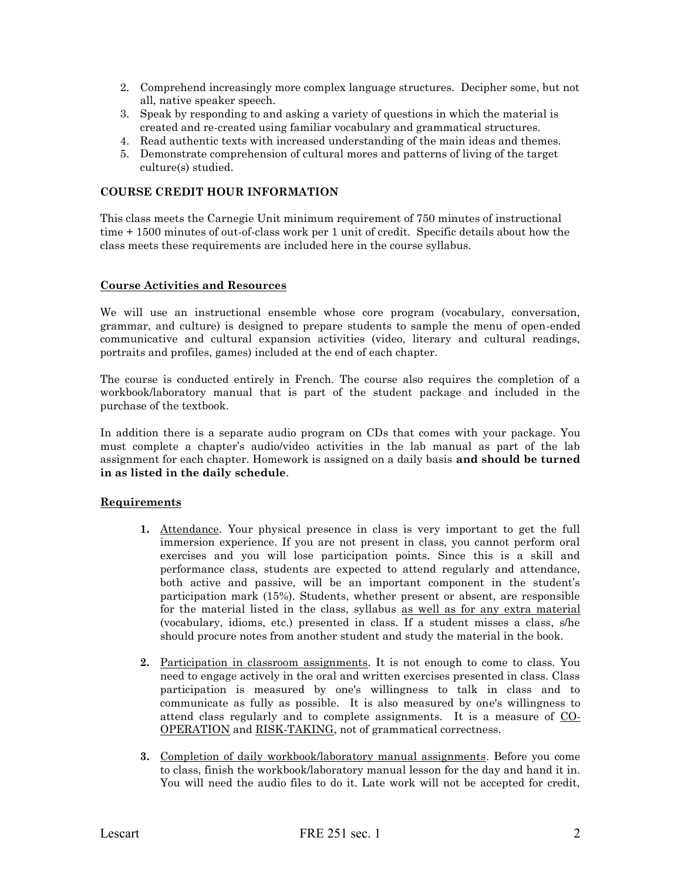2. Comprehend increasingly more complex language structures. Decipher some, but not all, native speaker speech.
3. Speak by responding to and asking a variety of questions in which the material is created and re-created using familiar vocabulary and grammatical structures.
4. Read authentic texts with increased understanding of the main ideas and themes.
5. Demonstrate comprehension of cultural mores and patterns of living of the target culture(s) studied.

**COURSE CREDIT HOUR INFORMATION**

This class meets the Carnegie Unit minimum requirement of 750 minutes of instructional time + 1500 minutes of out-of-class work per 1 unit of credit. Specific details about how the class meets these requirements are included here in the course syllabus.

**Course Activities and Resources**

We will use an instructional ensemble whose core program (vocabulary, conversation, grammar, and culture) is designed to prepare students to sample the menu of open-ended communicative and cultural expansion activities (video, literary and cultural readings, portraits and profiles, games) included at the end of each chapter.

The course is conducted entirely in French. The course also requires the completion of a workbook/laboratory manual that is part of the student package and included in the purchase of the textbook.

In addition there is a separate audio program on CDs that comes with your package. You must complete a chapter's audio/video activities in the lab manual as part of the lab assignment for each chapter. Homework is assigned on a daily basis **and should be turned in as listed in the daily schedule**.

**Requirements**

1. Attendance. Your physical presence in class is very important to get the full immersion experience. If you are not present in class, you cannot perform oral exercises and you will lose participation points. Since this is a skill and performance class, students are expected to attend regularly and attendance, both active and passive, will be an important component in the student's participation mark (15%). Students, whether present or absent, are responsible for the material listed in the class, syllabus as well as for any extra material (vocabulary, idioms, etc.) presented in class. If a student misses a class, s/he should procure notes from another student and study the material in the book.

2. Participation in classroom assignments. It is not enough to come to class. You need to engage actively in the oral and written exercises presented in class. Class participation is measured by one's willingness to talk in class and to communicate as fully as possible. It is also measured by one's willingness to attend class regularly and to complete assignments. It is a measure of CO-OPERATION and RISK-TAKING, not of grammatical correctness.

3. Completion of daily workbook/laboratory manual assignments. Before you come to class, finish the workbook/laboratory manual lesson for the day and hand it in. You will need the audio files to do it. Late work will not be accepted for credit,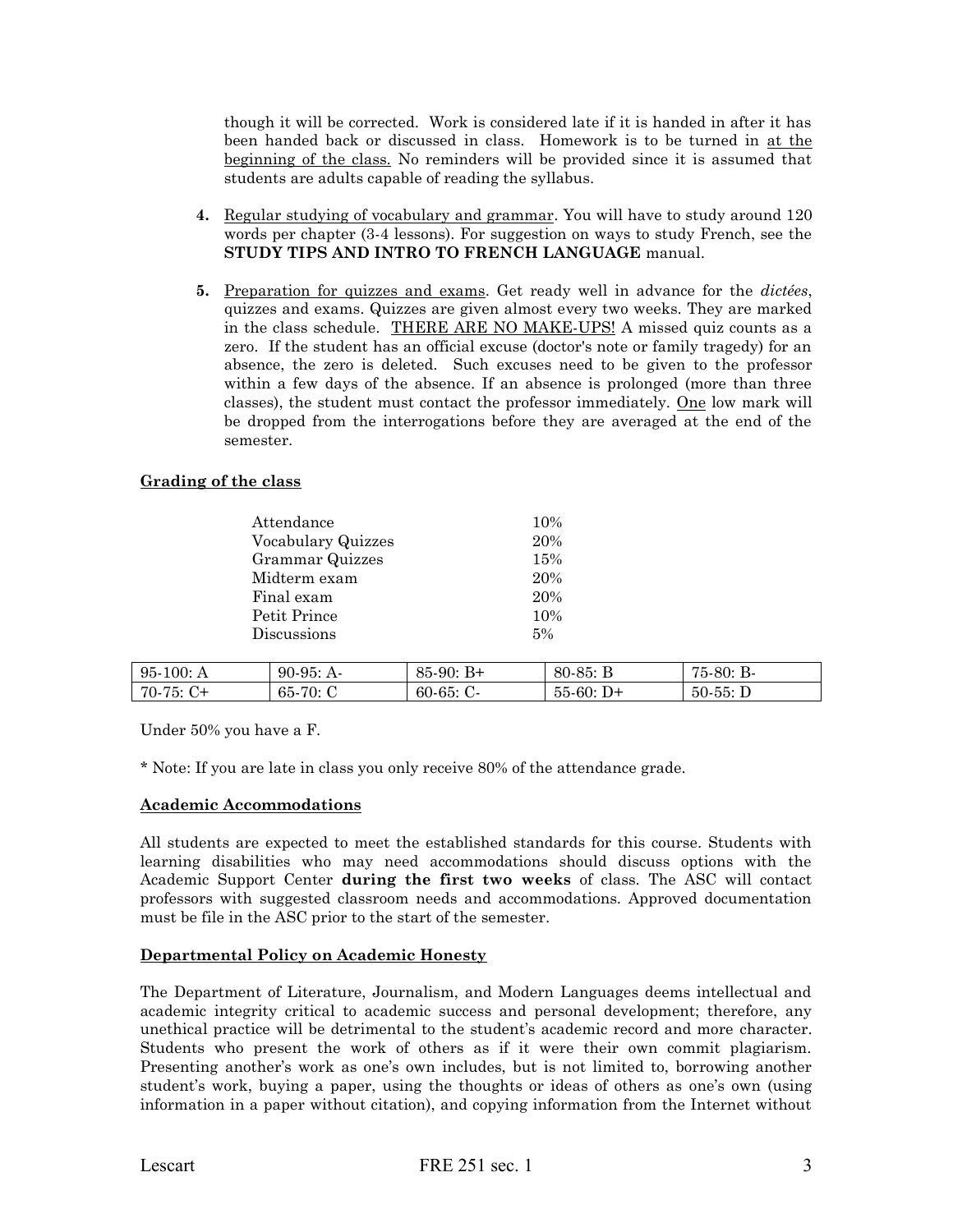though it will be corrected. Work is considered late if it is handed in after it has been handed back or discussed in class. Homework is to be turned in at the beginning of the class. No reminders will be provided since it is assumed that students are adults capable of reading the syllabus.

4. Regular studying of vocabulary and grammar. You will have to study around 120 words per chapter (3-4 lessons). For suggestion on ways to study French, see the **STUDY TIPS AND INTRO TO FRENCH LANGUAGE** manual.

5. Preparation for quizzes and exams. Get ready well in advance for the *dictées*, quizzes and exams. Quizzes are given almost every two weeks. They are marked in the class schedule. THERE ARE NO MAKE-UPS! A missed quiz counts as a zero. If the student has an official excuse (doctor's note or family tragedy) for an absence, the zero is deleted. Such excuses need to be given to the professor within a few days of the absence. If an absence is prolonged (more than three classes), the student must contact the professor immediately. One low mark will be dropped from the interrogations before they are averaged at the end of the semester.

## Grading of the class

| | |
|---|---|
| Attendance | 10% |
| Vocabulary Quizzes | 20% |
| Grammar Quizzes | 15% |
| Midterm exam | 20% |
| Final exam | 20% |
| Petit Prince | 10% |
| Discussions | 5% |

| | | | | |
|---|---|---|---|---|
| 95-100: A | 90-95: A- | 85-90: B+ | 80-85: B | 75-80: B- |
| 70-75: C+ | 65-70: C | 60-65: C- | 55-60: D+ | 50-55: D |

Under 50% you have a F.

* Note: If you are late in class you only receive 80% of the attendance grade.

## Academic Accommodations

All students are expected to meet the established standards for this course. Students with learning disabilities who may need accommodations should discuss options with the Academic Support Center **during the first two weeks** of class. The ASC will contact professors with suggested classroom needs and accommodations. Approved documentation must be file in the ASC prior to the start of the semester.

## Departmental Policy on Academic Honesty

The Department of Literature, Journalism, and Modern Languages deems intellectual and academic integrity critical to academic success and personal development; therefore, any unethical practice will be detrimental to the student's academic record and more character. Students who present the work of others as if it were their own commit plagiarism. Presenting another's work as one's own includes, but is not limited to, borrowing another student's work, buying a paper, using the thoughts or ideas of others as one's own (using information in a paper without citation), and copying information from the Internet without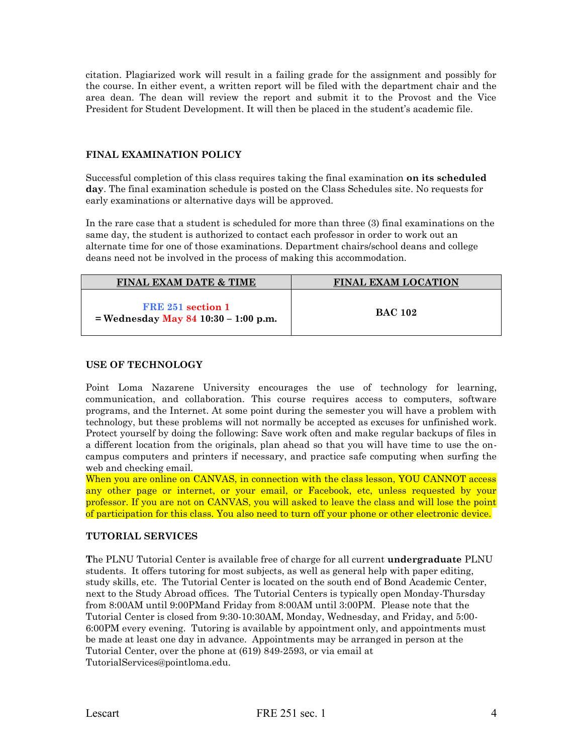citation. Plagiarized work will result in a failing grade for the assignment and possibly for the course. In either event, a written report will be filed with the department chair and the area dean. The dean will review the report and submit it to the Provost and the Vice President for Student Development. It will then be placed in the student's academic file.

### FINAL EXAMINATION POLICY

Successful completion of this class requires taking the final examination **on its scheduled day**. The final examination schedule is posted on the Class Schedules site. No requests for early examinations or alternative days will be approved.

In the rare case that a student is scheduled for more than three (3) final examinations on the same day, the student is authorized to contact each professor in order to work out an alternate time for one of those examinations. Department chairs/school deans and college deans need not be involved in the process of making this accommodation.

| **FINAL EXAM DATE & TIME** | **FINAL EXAM LOCATION** |
|---|---|
| **FRE 251 section 1** **= Wednesday May 84 10:30 – 1:00 p.m.** | **BAC 102** |

### USE OF TECHNOLOGY

Point Loma Nazarene University encourages the use of technology for learning, communication, and collaboration. This course requires access to computers, software programs, and the Internet. At some point during the semester you will have a problem with technology, but these problems will not normally be accepted as excuses for unfinished work. Protect yourself by doing the following: Save work often and make regular backups of files in a different location from the originals, plan ahead so that you will have time to use the on-campus computers and printers if necessary, and practice safe computing when surfing the web and checking email.
When you are online on CANVAS, in connection with the class lesson, YOU CANNOT access any other page or internet, or your email, or Facebook, etc, unless requested by your professor. If you are not on CANVAS, you will asked to leave the class and will lose the point of participation for this class. You also need to turn off your phone or other electronic device.

### TUTORIAL SERVICES

**T**he PLNU Tutorial Center is available free of charge for all current **undergraduate** PLNU students. It offers tutoring for most subjects, as well as general help with paper editing, study skills, etc. The Tutorial Center is located on the south end of Bond Academic Center, next to the Study Abroad offices. The Tutorial Centers is typically open Monday-Thursday from 8:00AM until 9:00PMand Friday from 8:00AM until 3:00PM. Please note that the Tutorial Center is closed from 9:30-10:30AM, Monday, Wednesday, and Friday, and 5:00-6:00PM every evening. Tutoring is available by appointment only, and appointments must be made at least one day in advance. Appointments may be arranged in person at the Tutorial Center, over the phone at (619) 849-2593, or via email at TutorialServices@pointloma.edu.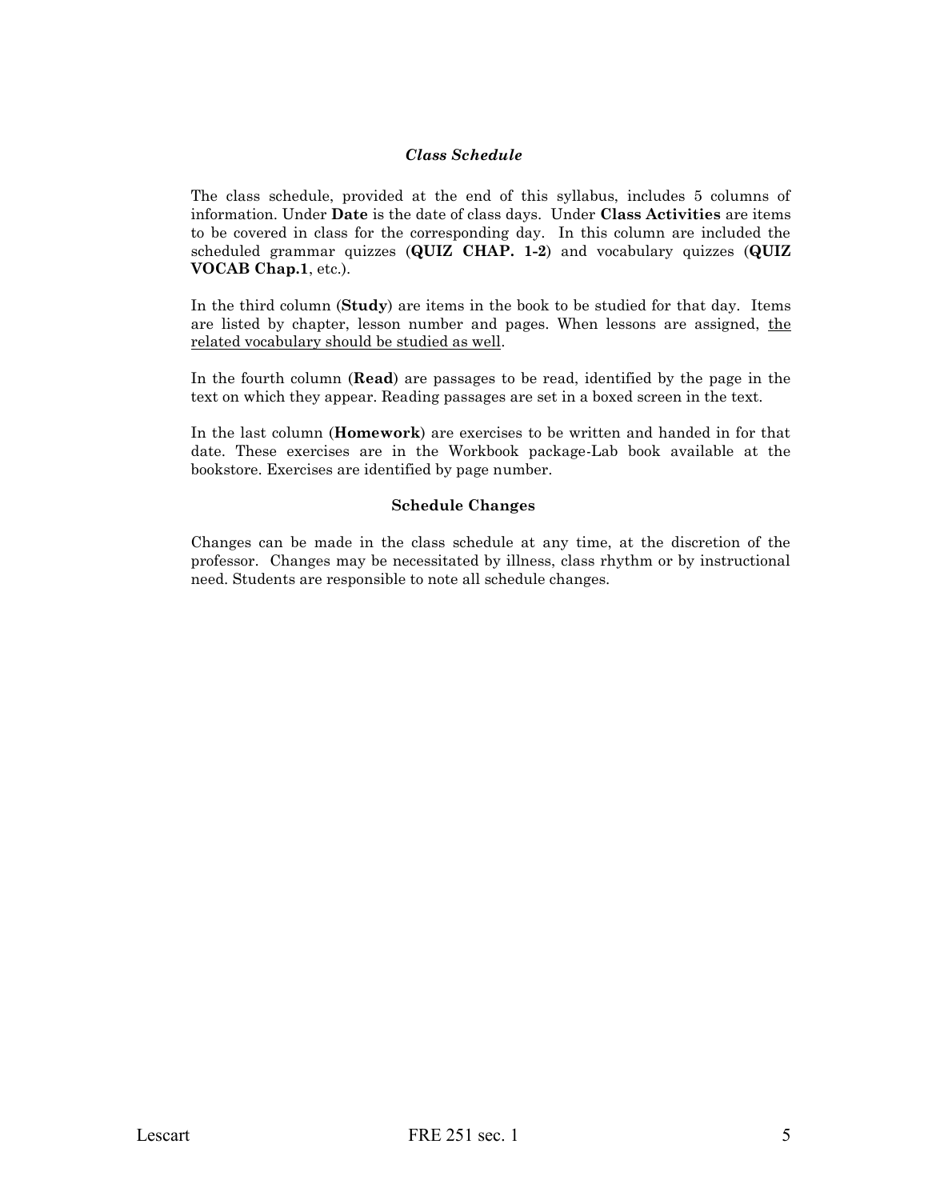### *Class Schedule*

The class schedule, provided at the end of this syllabus, includes 5 columns of information. Under **Date** is the date of class days. Under **Class Activities** are items to be covered in class for the corresponding day. In this column are included the scheduled grammar quizzes (**QUIZ CHAP. 1-2**) and vocabulary quizzes (**QUIZ VOCAB Chap.1**, etc.).

In the third column (**Study**) are items in the book to be studied for that day. Items are listed by chapter, lesson number and pages. When lessons are assigned, <u>the related vocabulary should be studied as well</u>.

In the fourth column (**Read**) are passages to be read, identified by the page in the text on which they appear. Reading passages are set in a boxed screen in the text.

In the last column (**Homework**) are exercises to be written and handed in for that date. These exercises are in the Workbook package-Lab book available at the bookstore. Exercises are identified by page number.

### Schedule Changes

Changes can be made in the class schedule at any time, at the discretion of the professor. Changes may be necessitated by illness, class rhythm or by instructional need. Students are responsible to note all schedule changes.